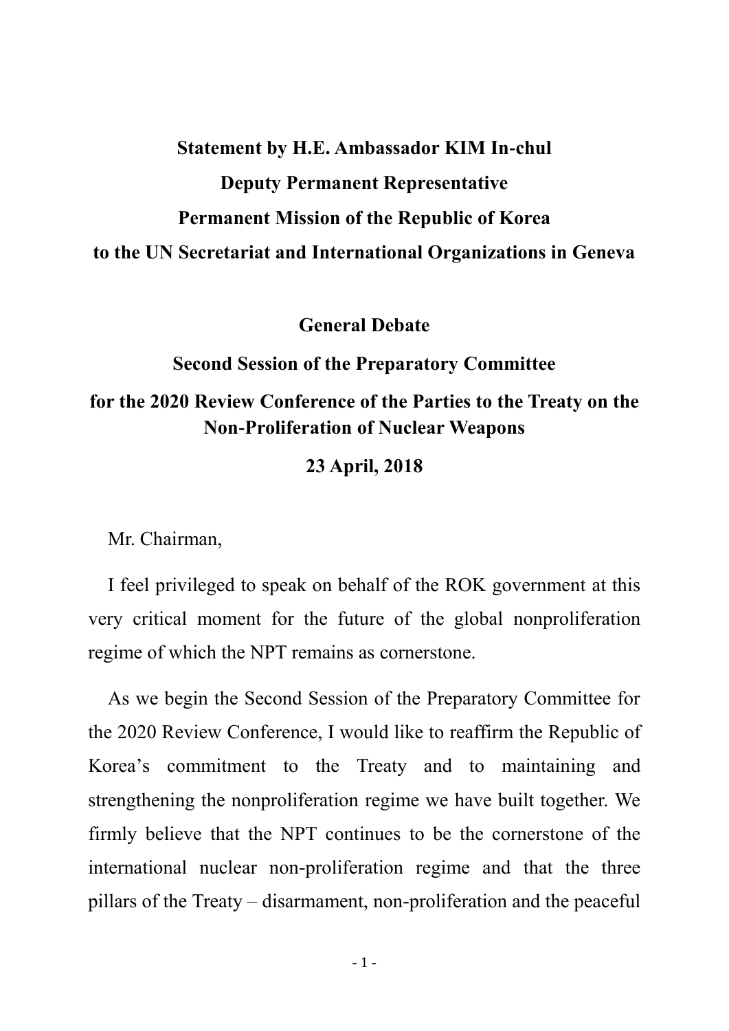**Statement by H.E. Ambassador KIM In-chul**

**Deputy Permanent Representative**

**Permanent Mission of the Republic of Korea**

**to the UN Secretariat and International Organizations in Geneva**

**General Debate**

**Second Session of the Preparatory Committee**

**for the 2020 Review Conference of the Parties to the Treaty on the Non-Proliferation of Nuclear Weapons**

**23 April, 2018**

Mr. Chairman,

I feel privileged to speak on behalf of the ROK government at this very critical moment for the future of the global nonproliferation regime of which the NPT remains as cornerstone.

As we begin the Second Session of the Preparatory Committee for the 2020 Review Conference, I would like to reaffirm the Republic of Korea's commitment to the Treaty and to maintaining and strengthening the nonproliferation regime we have built together. We firmly believe that the NPT continues to be the cornerstone of the international nuclear non-proliferation regime and that the three pillars of the Treaty – disarmament, non-proliferation and the peaceful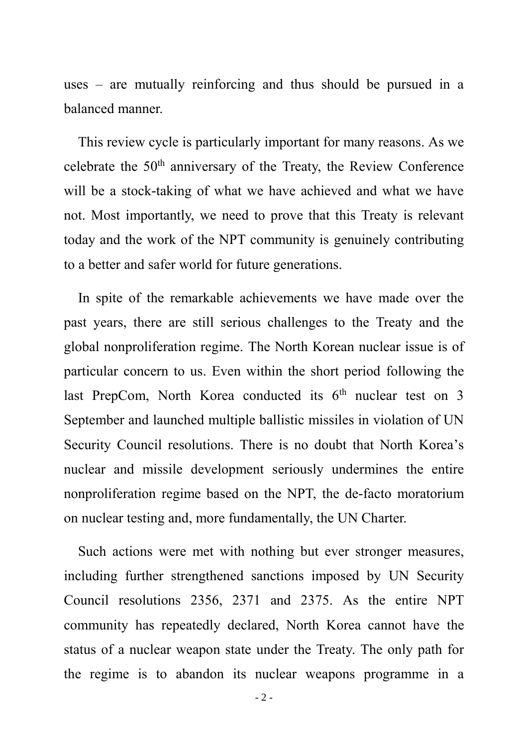uses – are mutually reinforcing and thus should be pursued in a balanced manner.

This review cycle is particularly important for many reasons. As we celebrate the 50th anniversary of the Treaty, the Review Conference will be a stock-taking of what we have achieved and what we have not. Most importantly, we need to prove that this Treaty is relevant today and the work of the NPT community is genuinely contributing to a better and safer world for future generations.

In spite of the remarkable achievements we have made over the past years, there are still serious challenges to the Treaty and the global nonproliferation regime. The North Korean nuclear issue is of particular concern to us. Even within the short period following the last PrepCom, North Korea conducted its 6th nuclear test on 3 September and launched multiple ballistic missiles in violation of UN Security Council resolutions. There is no doubt that North Korea's nuclear and missile development seriously undermines the entire nonproliferation regime based on the NPT, the de-facto moratorium on nuclear testing and, more fundamentally, the UN Charter.

Such actions were met with nothing but ever stronger measures, including further strengthened sanctions imposed by UN Security Council resolutions 2356, 2371 and 2375. As the entire NPT community has repeatedly declared, North Korea cannot have the status of a nuclear weapon state under the Treaty. The only path for the regime is to abandon its nuclear weapons programme in a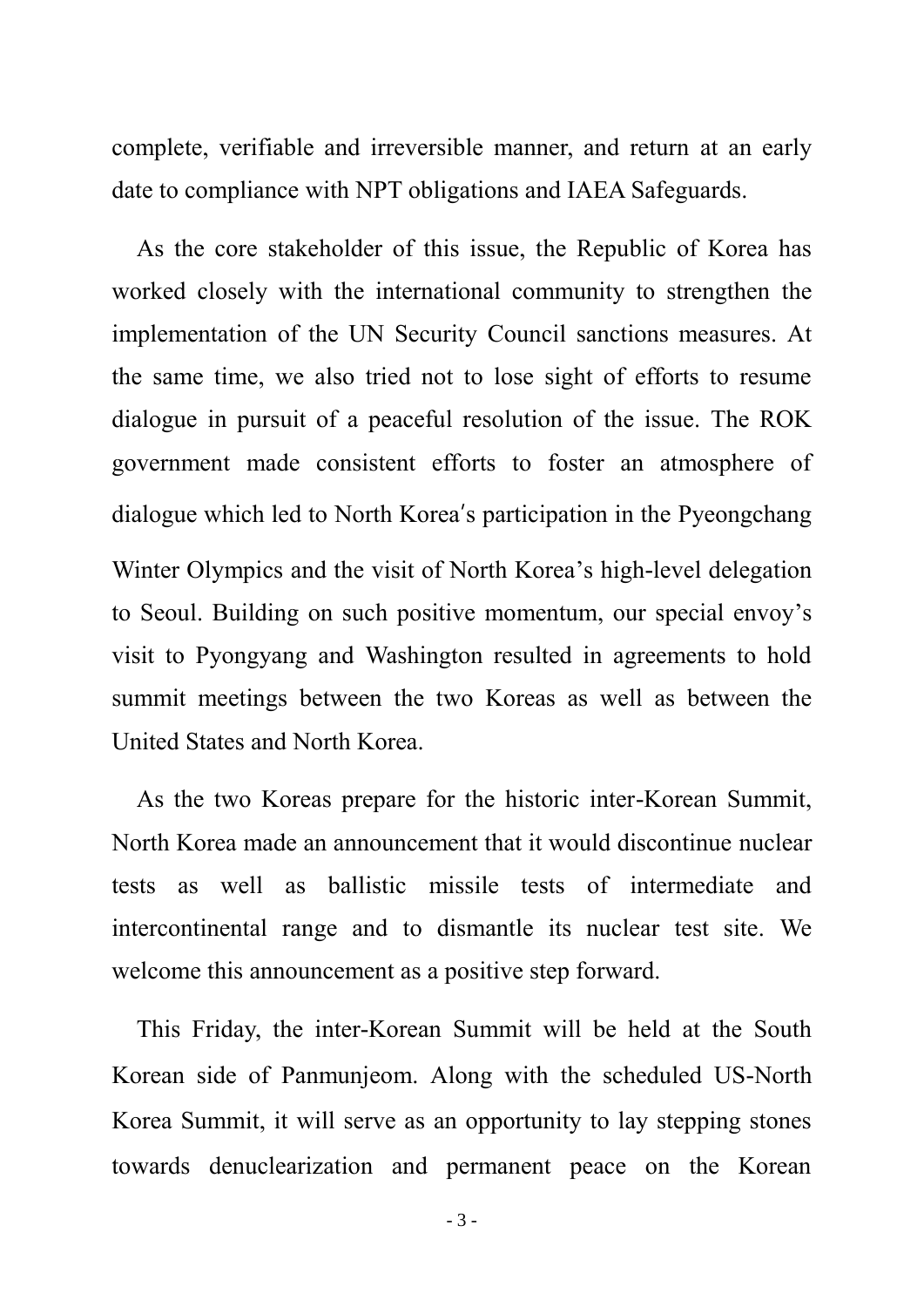complete, verifiable and irreversible manner, and return at an early date to compliance with NPT obligations and IAEA Safeguards.

As the core stakeholder of this issue, the Republic of Korea has worked closely with the international community to strengthen the implementation of the UN Security Council sanctions measures. At the same time, we also tried not to lose sight of efforts to resume dialogue in pursuit of a peaceful resolution of the issue. The ROK government made consistent efforts to foster an atmosphere of dialogue which led to North Korea′s participation in the Pyeongchang Winter Olympics and the visit of North Korea's high-level delegation to Seoul. Building on such positive momentum, our special envoy's visit to Pyongyang and Washington resulted in agreements to hold summit meetings between the two Koreas as well as between the United States and North Korea.

As the two Koreas prepare for the historic inter-Korean Summit, North Korea made an announcement that it would discontinue nuclear tests as well as ballistic missile tests of intermediate and intercontinental range and to dismantle its nuclear test site. We welcome this announcement as a positive step forward.

This Friday, the inter-Korean Summit will be held at the South Korean side of Panmunjeom. Along with the scheduled US-North Korea Summit, it will serve as an opportunity to lay stepping stones towards denuclearization and permanent peace on the Korean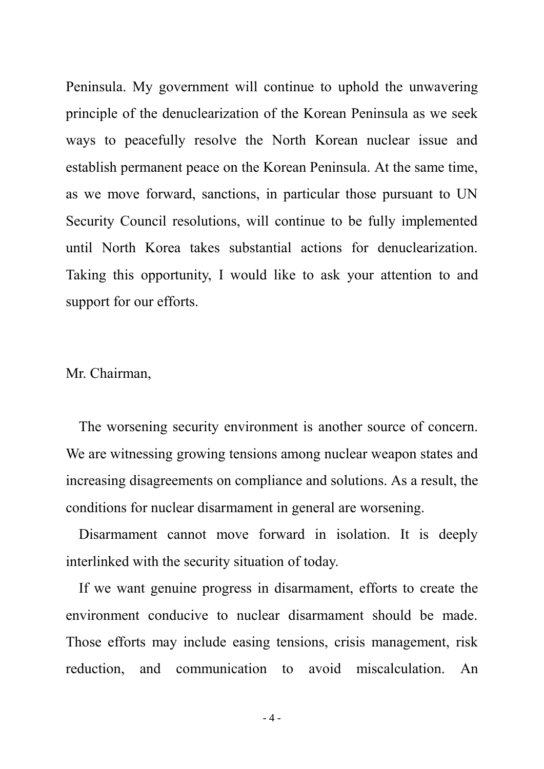Peninsula. My government will continue to uphold the unwavering principle of the denuclearization of the Korean Peninsula as we seek ways to peacefully resolve the North Korean nuclear issue and establish permanent peace on the Korean Peninsula. At the same time, as we move forward, sanctions, in particular those pursuant to UN Security Council resolutions, will continue to be fully implemented until North Korea takes substantial actions for denuclearization. Taking this opportunity, I would like to ask your attention to and support for our efforts.

Mr. Chairman,

The worsening security environment is another source of concern. We are witnessing growing tensions among nuclear weapon states and increasing disagreements on compliance and solutions. As a result, the conditions for nuclear disarmament in general are worsening.

Disarmament cannot move forward in isolation. It is deeply interlinked with the security situation of today.

If we want genuine progress in disarmament, efforts to create the environment conducive to nuclear disarmament should be made. Those efforts may include easing tensions, crisis management, risk reduction, and communication to avoid miscalculation. An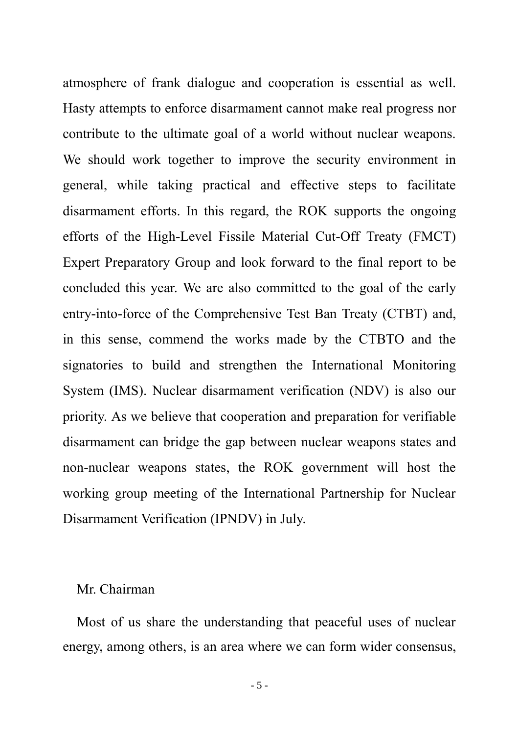atmosphere of frank dialogue and cooperation is essential as well. Hasty attempts to enforce disarmament cannot make real progress nor contribute to the ultimate goal of a world without nuclear weapons. We should work together to improve the security environment in general, while taking practical and effective steps to facilitate disarmament efforts. In this regard, the ROK supports the ongoing efforts of the High-Level Fissile Material Cut-Off Treaty (FMCT) Expert Preparatory Group and look forward to the final report to be concluded this year. We are also committed to the goal of the early entry-into-force of the Comprehensive Test Ban Treaty (CTBT) and, in this sense, commend the works made by the CTBTO and the signatories to build and strengthen the International Monitoring System (IMS). Nuclear disarmament verification (NDV) is also our priority. As we believe that cooperation and preparation for verifiable disarmament can bridge the gap between nuclear weapons states and non-nuclear weapons states, the ROK government will host the working group meeting of the International Partnership for Nuclear Disarmament Verification (IPNDV) in July.

Mr. Chairman

Most of us share the understanding that peaceful uses of nuclear energy, among others, is an area where we can form wider consensus,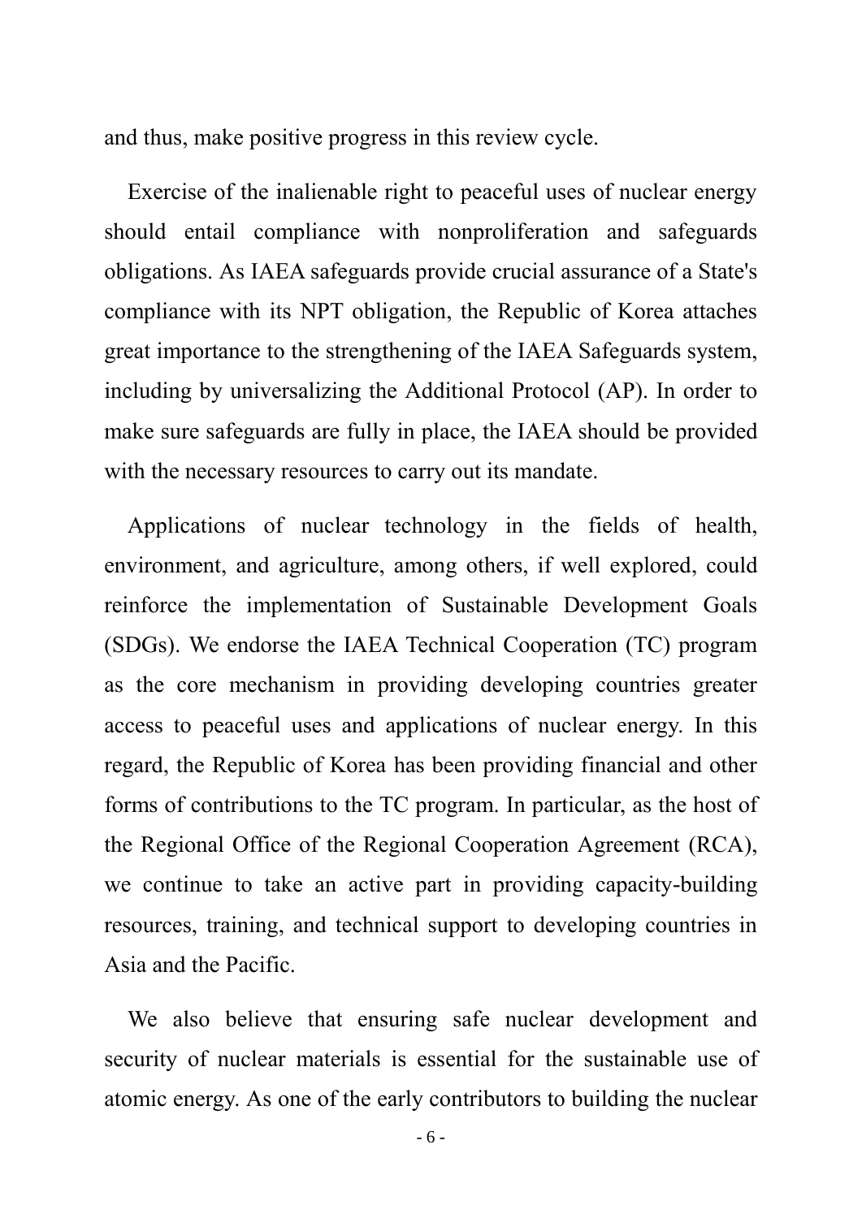and thus, make positive progress in this review cycle.

Exercise of the inalienable right to peaceful uses of nuclear energy should entail compliance with nonproliferation and safeguards obligations. As IAEA safeguards provide crucial assurance of a State's compliance with its NPT obligation, the Republic of Korea attaches great importance to the strengthening of the IAEA Safeguards system, including by universalizing the Additional Protocol (AP). In order to make sure safeguards are fully in place, the IAEA should be provided with the necessary resources to carry out its mandate.

Applications of nuclear technology in the fields of health, environment, and agriculture, among others, if well explored, could reinforce the implementation of Sustainable Development Goals (SDGs). We endorse the IAEA Technical Cooperation (TC) program as the core mechanism in providing developing countries greater access to peaceful uses and applications of nuclear energy. In this regard, the Republic of Korea has been providing financial and other forms of contributions to the TC program. In particular, as the host of the Regional Office of the Regional Cooperation Agreement (RCA), we continue to take an active part in providing capacity-building resources, training, and technical support to developing countries in Asia and the Pacific.

We also believe that ensuring safe nuclear development and security of nuclear materials is essential for the sustainable use of atomic energy. As one of the early contributors to building the nuclear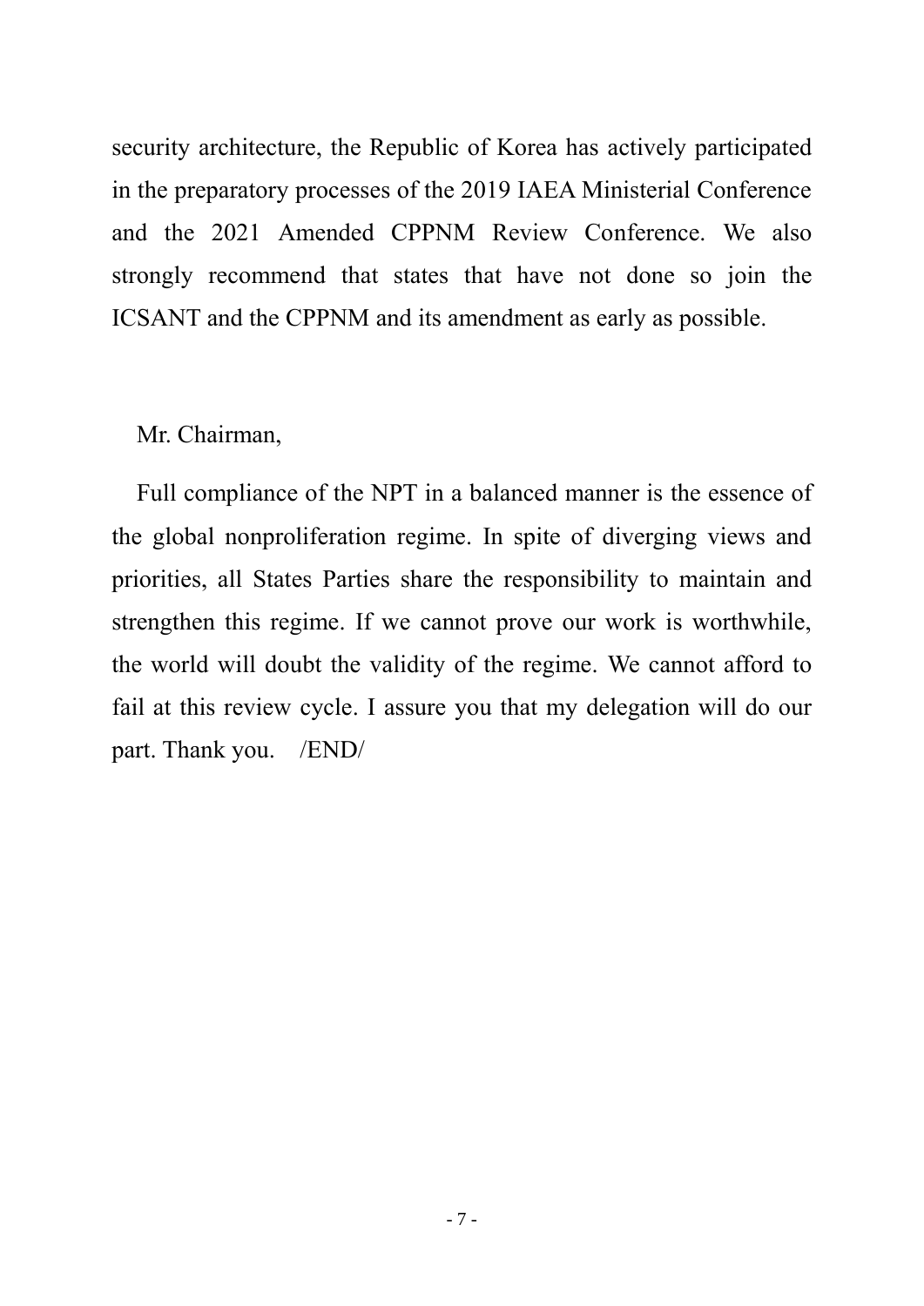security architecture, the Republic of Korea has actively participated in the preparatory processes of the 2019 IAEA Ministerial Conference and the 2021 Amended CPPNM Review Conference. We also strongly recommend that states that have not done so join the ICSANT and the CPPNM and its amendment as early as possible.

Mr. Chairman,

Full compliance of the NPT in a balanced manner is the essence of the global nonproliferation regime. In spite of diverging views and priorities, all States Parties share the responsibility to maintain and strengthen this regime. If we cannot prove our work is worthwhile, the world will doubt the validity of the regime. We cannot afford to fail at this review cycle. I assure you that my delegation will do our part. Thank you. /END/